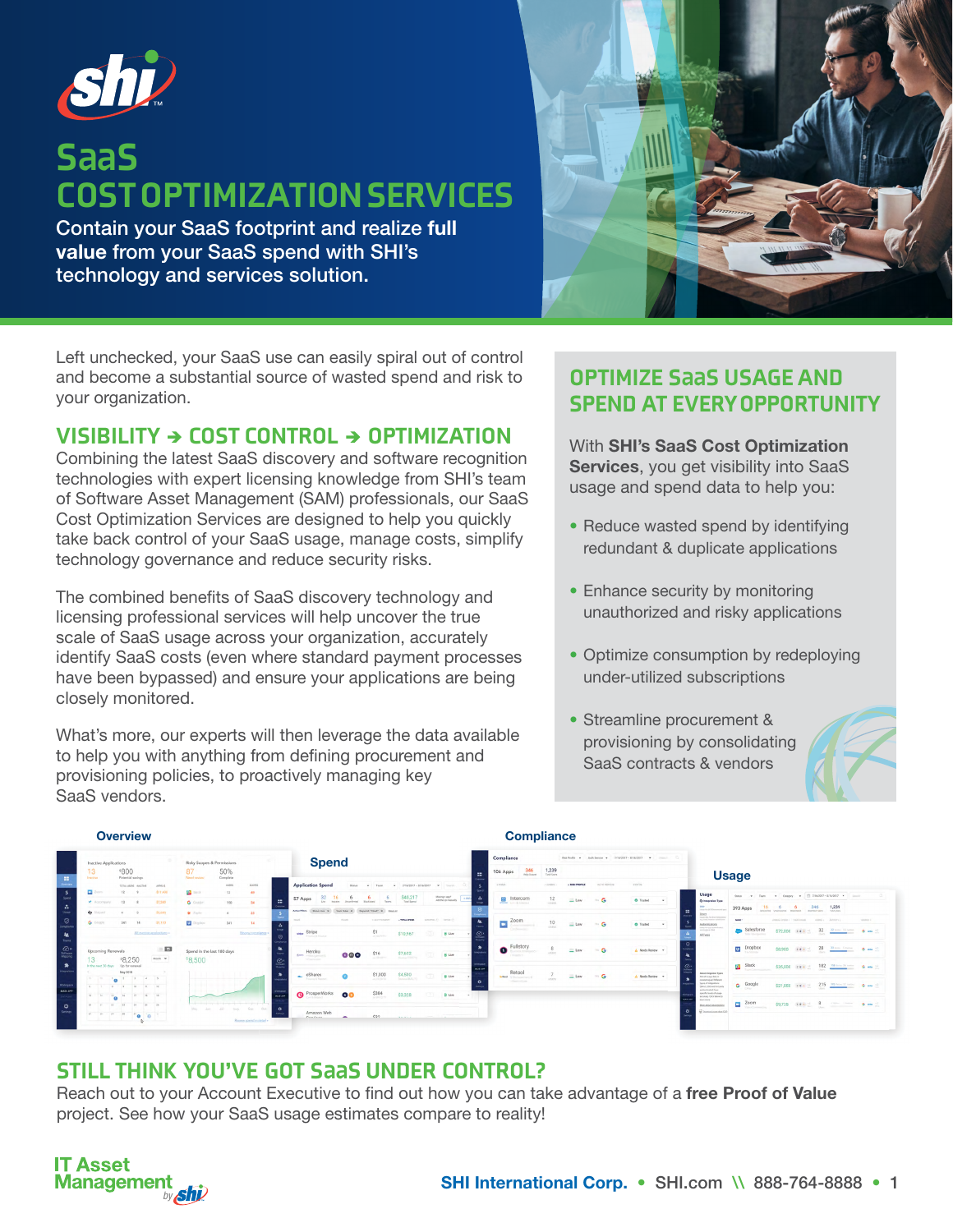# SaaS COST OPTIMIZATION SERVICES

Contain your SaaS footprint and realize **full value** from your SaaS spend with SHI's technology and services solution.

Left unchecked, your SaaS use can easily spiral out of control and become a substantial source of wasted spend and risk to your organization.

## VISIBILITY → COST CONTROL → OPTIMIZATION

Combining the latest SaaS discovery and software recognition technologies with expert licensing knowledge from SHI's team of Software Asset Management (SAM) professionals, our SaaS Cost Optimization Services are designed to help you quickly take back control of your SaaS usage, manage costs, simplify technology governance and reduce security risks.

The combined benefits of SaaS discovery technology and licensing professional services will help uncover the true scale of SaaS usage across your organization, accurately identify SaaS costs (even where standard payment processes have been bypassed) and ensure your applications are being closely monitored.

What's more, our experts will then leverage the data available to help you with anything from defining procurement and provisioning policies, to proactively managing key SaaS vendors.

## OPTIMIZE SaaS USAGE AND SPEND AT EVERY OPPORTUNITY

With **SHI's SaaS Cost Optimization Services**, you get visibility into SaaS usage and spend data to help you:

- Reduce wasted spend by identifying redundant & duplicate applications
- Enhance security by monitoring unauthorized and risky applications
- Optimize consumption by redeploying under-utilized subscriptions
- Streamline procurement & provisioning by consolidating SaaS contracts & vendors

Overview

Spend

Compliance

Usage

## STILL THINK YOU'VE GOT SaaS UNDER CONTROL?

Reach out to your Account Executive to find out how you can take advantage of a **free Proof of Value** project. See how your SaaS usage estimates compare to reality!

IT Asset Management by shi

**SHI International Corp.** • SHI.com \\ 888-764-8888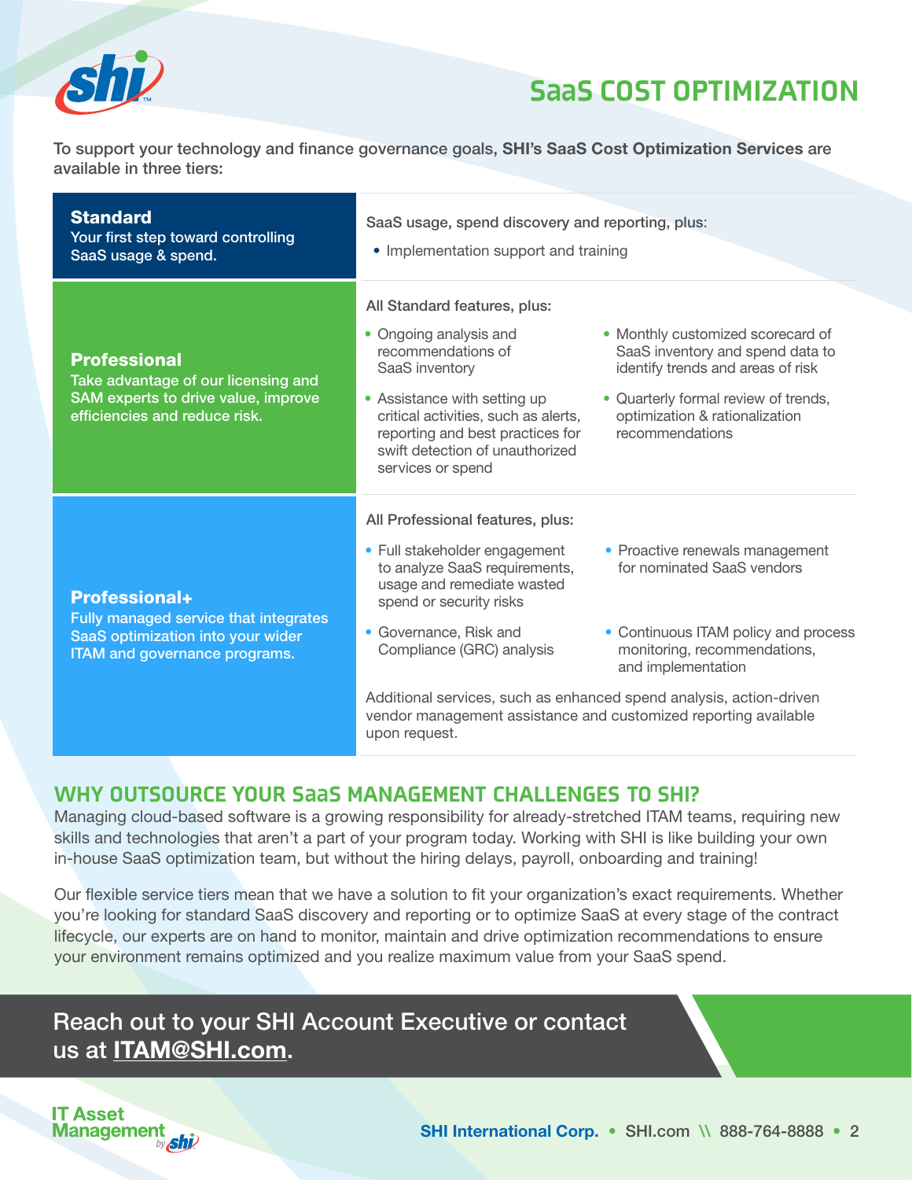# SaaS COST OPTIMIZATION

To support your technology and finance governance goals, **SHI's SaaS Cost Optimization Services** are available in three tiers:

| | |
|---|---|
| **Standard**<br>Your first step toward controlling SaaS usage & spend. | SaaS usage, spend discovery and reporting, plus:<br>• Implementation support and training |
| **Professional**<br>Take advantage of our licensing and SAM experts to drive value, improve efficiencies and reduce risk. | All Standard features, plus:<br>• Ongoing analysis and recommendations of SaaS inventory<br>• Assistance with setting up critical activities, such as alerts, reporting and best practices for swift detection of unauthorized services or spend<br>• Monthly customized scorecard of SaaS inventory and spend data to identify trends and areas of risk<br>• Quarterly formal review of trends, optimization & rationalization recommendations |
| **Professional+**<br>Fully managed service that integrates SaaS optimization into your wider ITAM and governance programs. | All Professional features, plus:<br>• Full stakeholder engagement to analyze SaaS requirements, usage and remediate wasted spend or security risks<br>• Governance, Risk and Compliance (GRC) analysis<br>• Proactive renewals management for nominated SaaS vendors<br>• Continuous ITAM policy and process monitoring, recommendations, and implementation<br>Additional services, such as enhanced spend analysis, action-driven vendor management assistance and customized reporting available upon request. |

## WHY OUTSOURCE YOUR SaaS MANAGEMENT CHALLENGES TO SHI?

Managing cloud-based software is a growing responsibility for already-stretched ITAM teams, requiring new skills and technologies that aren't a part of your program today. Working with SHI is like building your own in-house SaaS optimization team, but without the hiring delays, payroll, onboarding and training!

Our flexible service tiers mean that we have a solution to fit your organization's exact requirements. Whether you're looking for standard SaaS discovery and reporting or to optimize SaaS at every stage of the contract lifecycle, our experts are on hand to monitor, maintain and drive optimization recommendations to ensure your environment remains optimized and you realize maximum value from your SaaS spend.

Reach out to your SHI Account Executive or contact us at **ITAM@SHI.com**.

IT Asset Management by shi

**SHI International Corp.** • SHI.com \\ 888-764-8888